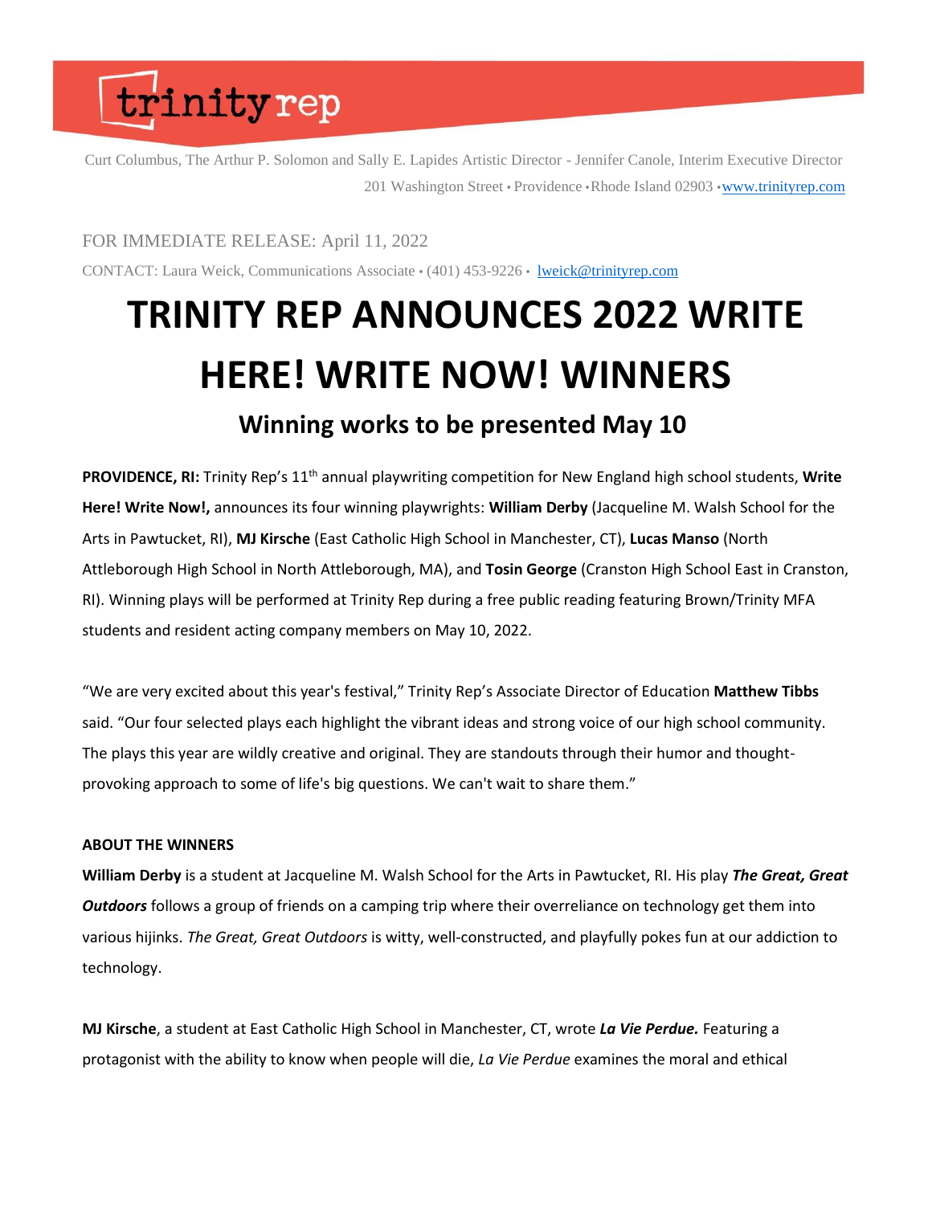trinity rep

Curt Columbus, The Arthur P. Solomon and Sally E. Lapides Artistic Director - Jennifer Canole, Interim Executive Director

201 Washington Street • Providence • Rhode Island 02903 • www.trinityrep.com

FOR IMMEDIATE RELEASE: April 11, 2022

CONTACT: Laura Weick, Communications Associate • (401) 453-9226 • lweick@trinityrep.com

# TRINITY REP ANNOUNCES 2022 WRITE HERE! WRITE NOW! WINNERS

## Winning works to be presented May 10

**PROVIDENCE, RI:** Trinity Rep's 11th annual playwriting competition for New England high school students, **Write Here! Write Now!,** announces its four winning playwrights: **William Derby** (Jacqueline M. Walsh School for the Arts in Pawtucket, RI), **MJ Kirsche** (East Catholic High School in Manchester, CT), **Lucas Manso** (North Attleborough High School in North Attleborough, MA), and **Tosin George** (Cranston High School East in Cranston, RI). Winning plays will be performed at Trinity Rep during a free public reading featuring Brown/Trinity MFA students and resident acting company members on May 10, 2022.

"We are very excited about this year's festival," Trinity Rep's Associate Director of Education **Matthew Tibbs** said. "Our four selected plays each highlight the vibrant ideas and strong voice of our high school community. The plays this year are wildly creative and original. They are standouts through their humor and thought-provoking approach to some of life's big questions. We can't wait to share them."

**ABOUT THE WINNERS**

**William Derby** is a student at Jacqueline M. Walsh School for the Arts in Pawtucket, RI. His play ***The Great, Great Outdoors*** follows a group of friends on a camping trip where their overreliance on technology get them into various hijinks. *The Great, Great Outdoors* is witty, well-constructed, and playfully pokes fun at our addiction to technology.

**MJ Kirsche**, a student at East Catholic High School in Manchester, CT, wrote ***La Vie Perdue.*** Featuring a protagonist with the ability to know when people will die, *La Vie Perdue* examines the moral and ethical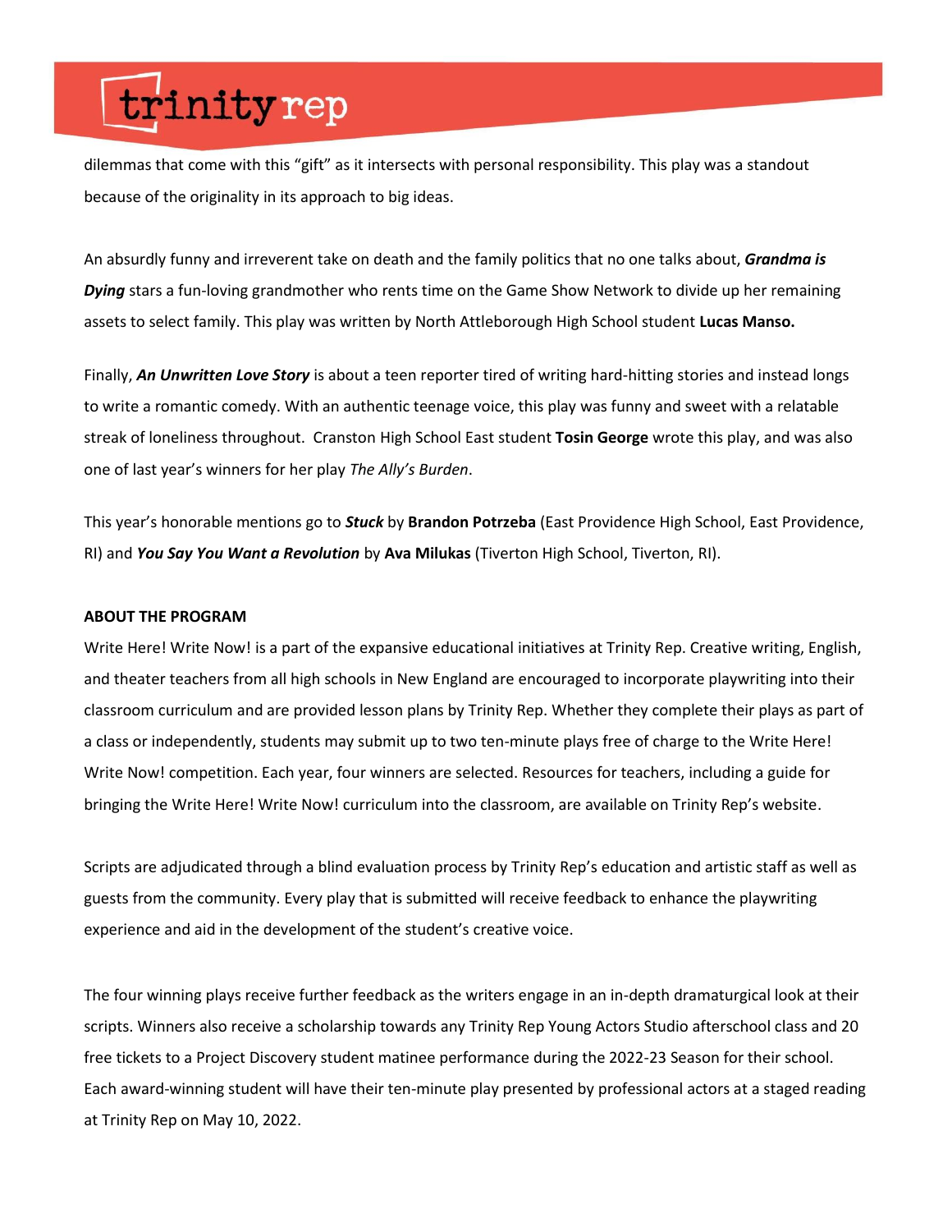dilemmas that come with this "gift" as it intersects with personal responsibility. This play was a standout because of the originality in its approach to big ideas.

An absurdly funny and irreverent take on death and the family politics that no one talks about, ***Grandma is Dying*** stars a fun-loving grandmother who rents time on the Game Show Network to divide up her remaining assets to select family. This play was written by North Attleborough High School student **Lucas Manso.**

Finally, ***An Unwritten Love Story*** is about a teen reporter tired of writing hard-hitting stories and instead longs to write a romantic comedy. With an authentic teenage voice, this play was funny and sweet with a relatable streak of loneliness throughout. Cranston High School East student **Tosin George** wrote this play, and was also one of last year's winners for her play *The Ally's Burden*.

This year's honorable mentions go to ***Stuck*** by **Brandon Potrzeba** (East Providence High School, East Providence, RI) and ***You Say You Want a Revolution*** by **Ava Milukas** (Tiverton High School, Tiverton, RI).

**ABOUT THE PROGRAM**

Write Here! Write Now! is a part of the expansive educational initiatives at Trinity Rep. Creative writing, English, and theater teachers from all high schools in New England are encouraged to incorporate playwriting into their classroom curriculum and are provided lesson plans by Trinity Rep. Whether they complete their plays as part of a class or independently, students may submit up to two ten-minute plays free of charge to the Write Here! Write Now! competition. Each year, four winners are selected. Resources for teachers, including a guide for bringing the Write Here! Write Now! curriculum into the classroom, are available on Trinity Rep's website.

Scripts are adjudicated through a blind evaluation process by Trinity Rep's education and artistic staff as well as guests from the community. Every play that is submitted will receive feedback to enhance the playwriting experience and aid in the development of the student's creative voice.

The four winning plays receive further feedback as the writers engage in an in-depth dramaturgical look at their scripts. Winners also receive a scholarship towards any Trinity Rep Young Actors Studio afterschool class and 20 free tickets to a Project Discovery student matinee performance during the 2022-23 Season for their school. Each award-winning student will have their ten-minute play presented by professional actors at a staged reading at Trinity Rep on May 10, 2022.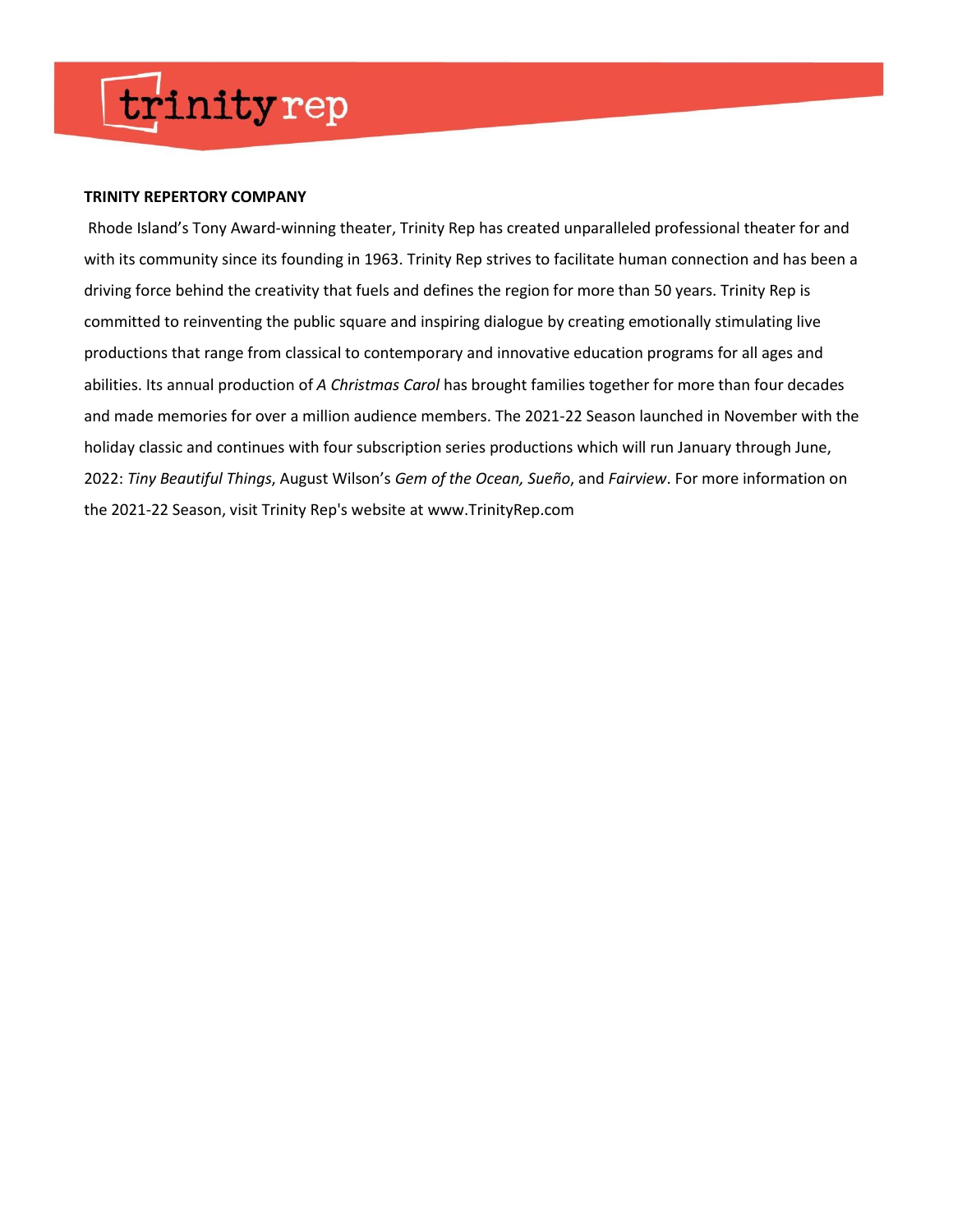**TRINITY REPERTORY COMPANY**

Rhode Island's Tony Award-winning theater, Trinity Rep has created unparalleled professional theater for and with its community since its founding in 1963. Trinity Rep strives to facilitate human connection and has been a driving force behind the creativity that fuels and defines the region for more than 50 years. Trinity Rep is committed to reinventing the public square and inspiring dialogue by creating emotionally stimulating live productions that range from classical to contemporary and innovative education programs for all ages and abilities. Its annual production of *A Christmas Carol* has brought families together for more than four decades and made memories for over a million audience members. The 2021-22 Season launched in November with the holiday classic and continues with four subscription series productions which will run January through June, 2022: *Tiny Beautiful Things*, August Wilson's *Gem of the Ocean, Sueño*, and *Fairview*. For more information on the 2021-22 Season, visit Trinity Rep's website at www.TrinityRep.com